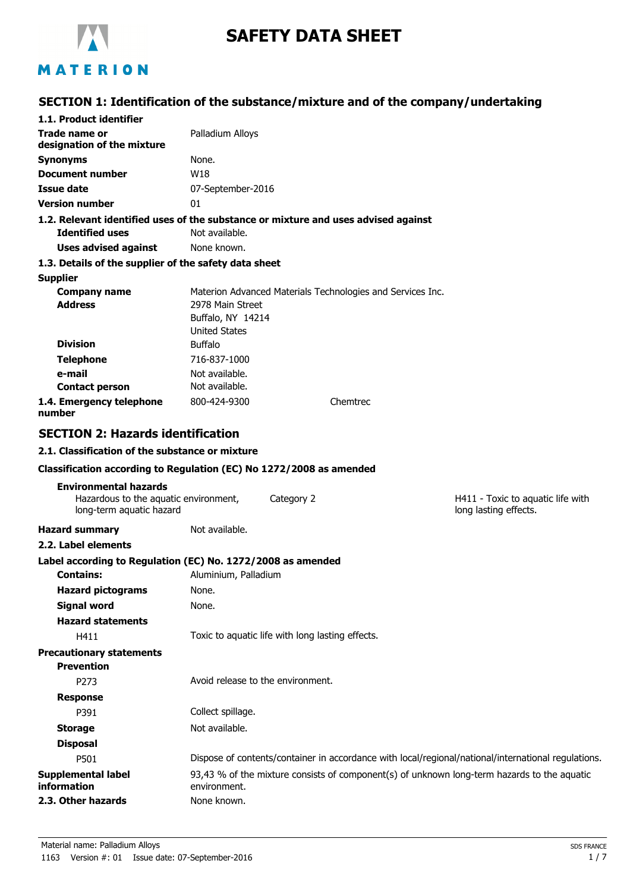# SAFETY DATA SHEET

## SECTION 1: Identification of the substance/mixture and of the company/undertaking

### 1.1. Product identifier

| | |
|---|---|
| **Trade name or designation of the mixture** | Palladium Alloys |
| **Synonyms** | None. |
| **Document number** | W18 |
| **Issue date** | 07-September-2016 |
| **Version number** | 01 |

### 1.2. Relevant identified uses of the substance or mixture and uses advised against

| | |
|---|---|
| **Identified uses** | Not available. |
| **Uses advised against** | None known. |

### 1.3. Details of the supplier of the safety data sheet

**Supplier**

| | |
|---|---|
| **Company name** | Materion Advanced Materials Technologies and Services Inc. |
| **Address** | 2978 Main Street<br>Buffalo, NY 14214<br>United States |
| **Division** | Buffalo |
| **Telephone** | 716-837-1000 |
| **e-mail** | Not available. |
| **Contact person** | Not available. |

**1.4. Emergency telephone number** 800-424-9300 Chemtrec

## SECTION 2: Hazards identification

### 2.1. Classification of the substance or mixture

**Classification according to Regulation (EC) No 1272/2008 as amended**

**Environmental hazards**

| | | |
|---|---|---|
| Hazardous to the aquatic environment, long-term aquatic hazard | Category 2 | H411 - Toxic to aquatic life with long lasting effects. |

**Hazard summary** Not available.

### 2.2. Label elements

**Label according to Regulation (EC) No. 1272/2008 as amended**

| | |
|---|---|
| **Contains:** | Aluminium, Palladium |
| **Hazard pictograms** | None. |
| **Signal word** | None. |

**Hazard statements**

| | |
|---|---|
| H411 | Toxic to aquatic life with long lasting effects. |

**Precautionary statements**

**Prevention**

| | |
|---|---|
| P273 | Avoid release to the environment. |

**Response**

| | |
|---|---|
| P391 | Collect spillage. |

**Storage** Not available.

**Disposal**

| | |
|---|---|
| P501 | Dispose of contents/container in accordance with local/regional/national/international regulations. |

**Supplemental label information** 93,43 % of the mixture consists of component(s) of unknown long-term hazards to the aquatic environment.

**2.3. Other hazards** None known.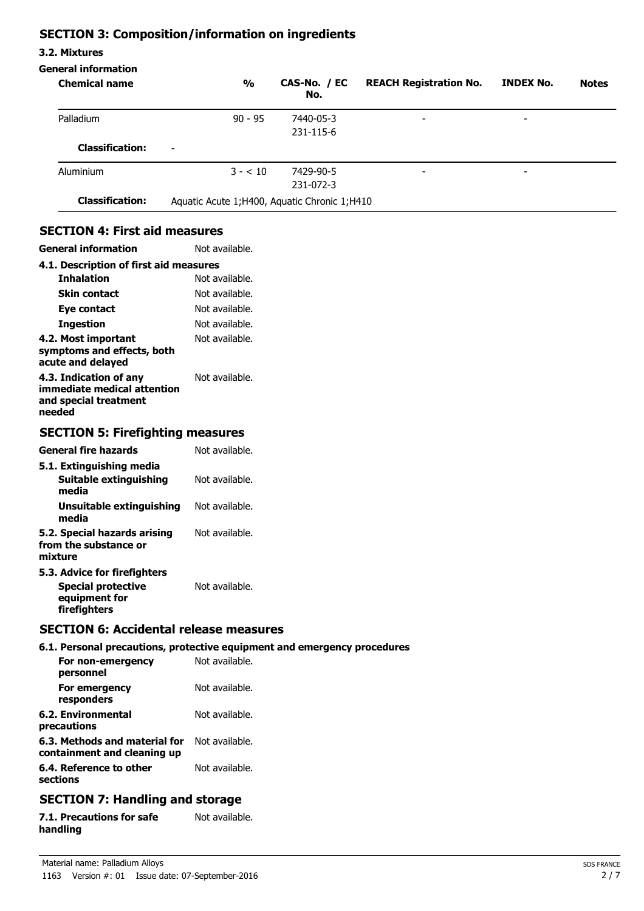## SECTION 3: Composition/information on ingredients

### 3.2. Mixtures

**General information**

| Chemical name | % | CAS-No. / EC No. | REACH Registration No. | INDEX No. | Notes |
|---|---|---|---|---|---|
| Palladium | 90 - 95 | 7440-05-3<br>231-115-6 | - | - | |
| **Classification:** | - | | | | |
| Aluminium | 3 - < 10 | 7429-90-5<br>231-072-3 | - | - | |
| **Classification:** | Aquatic Acute 1;H400, Aquatic Chronic 1;H410 | | | | |

## SECTION 4: First aid measures

**General information** Not available.

**4.1. Description of first aid measures**

- **Inhalation** Not available.
- **Skin contact** Not available.
- **Eye contact** Not available.
- **Ingestion** Not available.

**4.2. Most important symptoms and effects, both acute and delayed** Not available.

**4.3. Indication of any immediate medical attention and special treatment needed** Not available.

## SECTION 5: Firefighting measures

**General fire hazards** Not available.

**5.1. Extinguishing media**

- **Suitable extinguishing media** Not available.
- **Unsuitable extinguishing media** Not available.

**5.2. Special hazards arising from the substance or mixture** Not available.

**5.3. Advice for firefighters**

- **Special protective equipment for firefighters** Not available.

## SECTION 6: Accidental release measures

**6.1. Personal precautions, protective equipment and emergency procedures**

- **For non-emergency personnel** Not available.
- **For emergency responders** Not available.

**6.2. Environmental precautions** Not available.

**6.3. Methods and material for containment and cleaning up** Not available.

**6.4. Reference to other sections** Not available.

## SECTION 7: Handling and storage

**7.1. Precautions for safe handling** Not available.

Material name: Palladium Alloys
1163 Version #: 01 Issue date: 07-September-2016
SDS FRANCE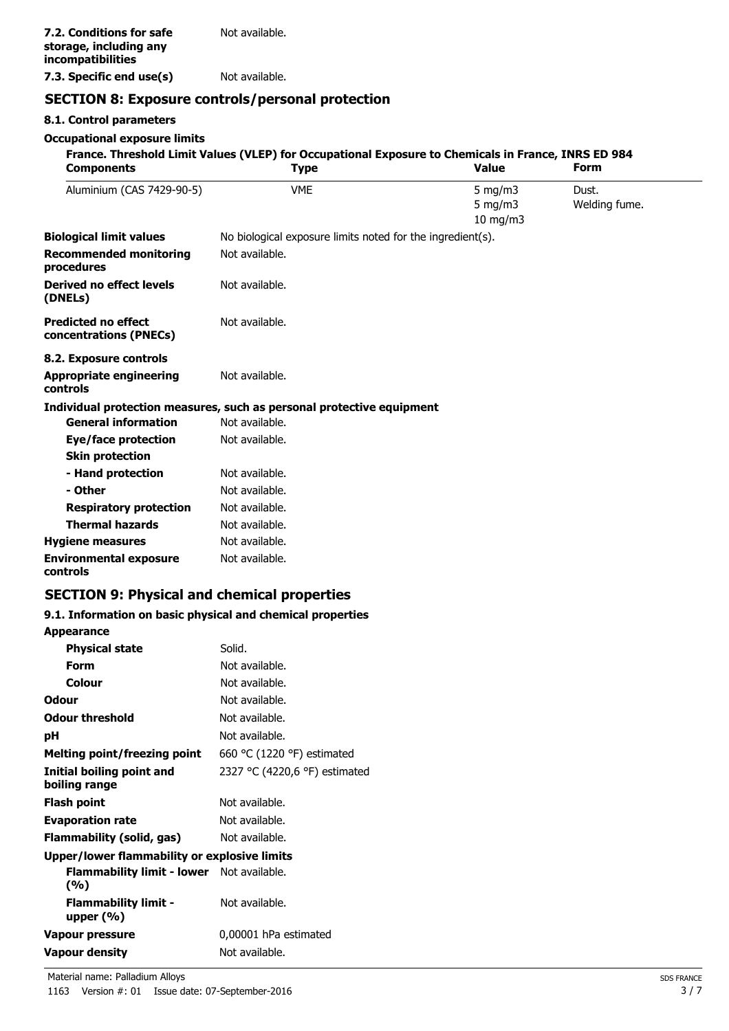**7.2. Conditions for safe storage, including any incompatibilities** Not available.

**7.3. Specific end use(s)** Not available.

## SECTION 8: Exposure controls/personal protection

### 8.1. Control parameters

**Occupational exposure limits**

**France. Threshold Limit Values (VLEP) for Occupational Exposure to Chemicals in France, INRS ED 984**

| Components | Type | Value | Form |
|---|---|---|---|
| Aluminium (CAS 7429-90-5) | VME | 5 mg/m3 | Dust. |
| | | 5 mg/m3 | Welding fume. |
| | | 10 mg/m3 | |

**Biological limit values** No biological exposure limits noted for the ingredient(s).

**Recommended monitoring procedures** Not available.

**Derived no effect levels (DNELs)** Not available.

**Predicted no effect concentrations (PNECs)** Not available.

### 8.2. Exposure controls

**Appropriate engineering controls** Not available.

**Individual protection measures, such as personal protective equipment**

**General information** Not available.

**Eye/face protection** Not available.

**Skin protection**

**- Hand protection** Not available.

**- Other** Not available.

**Respiratory protection** Not available.

**Thermal hazards** Not available.

**Hygiene measures** Not available.

**Environmental exposure controls** Not available.

## SECTION 9: Physical and chemical properties

### 9.1. Information on basic physical and chemical properties

**Appearance**

**Physical state** Solid.

**Form** Not available.

**Colour** Not available.

**Odour** Not available.

**Odour threshold** Not available.

**pH** Not available.

**Melting point/freezing point** 660 °C (1220 °F) estimated

**Initial boiling point and boiling range** 2327 °C (4220,6 °F) estimated

**Flash point** Not available.

**Evaporation rate** Not available.

**Flammability (solid, gas)** Not available.

**Upper/lower flammability or explosive limits**

**Flammability limit - lower (%)** Not available.

**Flammability limit - upper (%)** Not available.

**Vapour pressure** 0,00001 hPa estimated

**Vapour density** Not available.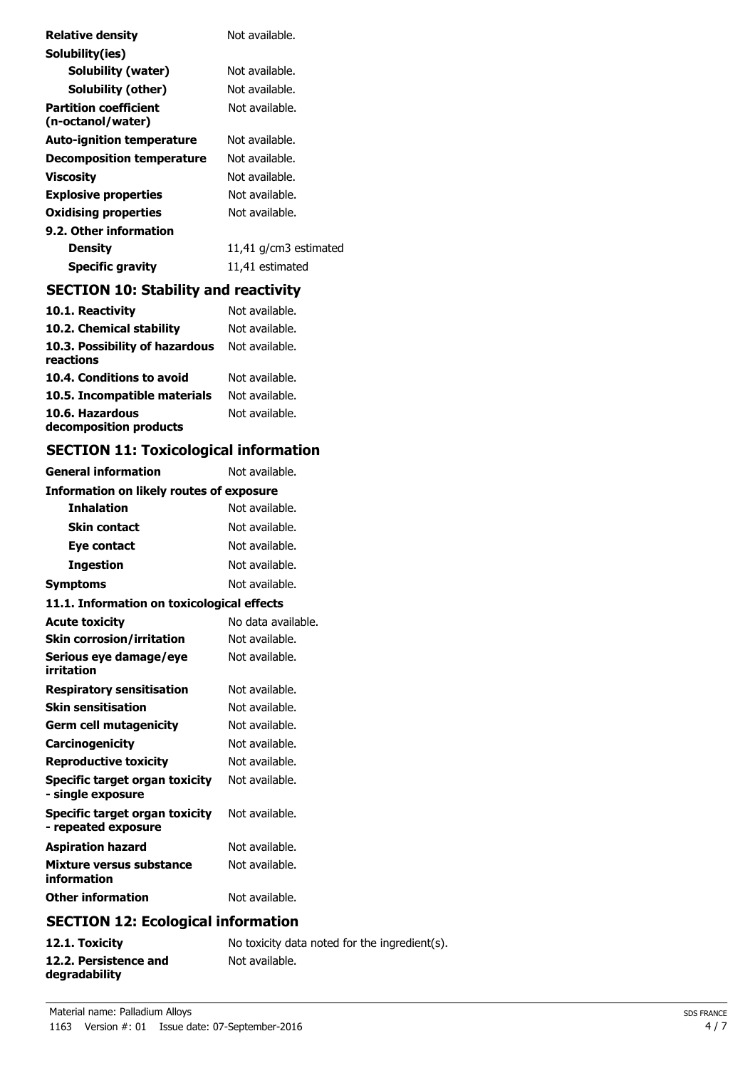| | |
|---|---|
| **Relative density** | Not available. |
| **Solubility(ies)** | |
| **Solubility (water)** | Not available. |
| **Solubility (other)** | Not available. |
| **Partition coefficient (n-octanol/water)** | Not available. |
| **Auto-ignition temperature** | Not available. |
| **Decomposition temperature** | Not available. |
| **Viscosity** | Not available. |
| **Explosive properties** | Not available. |
| **Oxidising properties** | Not available. |
| **9.2. Other information** | |
| **Density** | 11,41 g/cm3 estimated |
| **Specific gravity** | 11,41 estimated |

## SECTION 10: Stability and reactivity

| | |
|---|---|
| **10.1. Reactivity** | Not available. |
| **10.2. Chemical stability** | Not available. |
| **10.3. Possibility of hazardous reactions** | Not available. |
| **10.4. Conditions to avoid** | Not available. |
| **10.5. Incompatible materials** | Not available. |
| **10.6. Hazardous decomposition products** | Not available. |

## SECTION 11: Toxicological information

| | |
|---|---|
| **General information** | Not available. |
| **Information on likely routes of exposure** | |
| **Inhalation** | Not available. |
| **Skin contact** | Not available. |
| **Eye contact** | Not available. |
| **Ingestion** | Not available. |
| **Symptoms** | Not available. |
| **11.1. Information on toxicological effects** | |
| **Acute toxicity** | No data available. |
| **Skin corrosion/irritation** | Not available. |
| **Serious eye damage/eye irritation** | Not available. |
| **Respiratory sensitisation** | Not available. |
| **Skin sensitisation** | Not available. |
| **Germ cell mutagenicity** | Not available. |
| **Carcinogenicity** | Not available. |
| **Reproductive toxicity** | Not available. |
| **Specific target organ toxicity - single exposure** | Not available. |
| **Specific target organ toxicity - repeated exposure** | Not available. |
| **Aspiration hazard** | Not available. |
| **Mixture versus substance information** | Not available. |
| **Other information** | Not available. |

## SECTION 12: Ecological information

| | |
|---|---|
| **12.1. Toxicity** | No toxicity data noted for the ingredient(s). |
| **12.2. Persistence and degradability** | Not available. |

Material name: Palladium Alloys

1163 Version #: 01 Issue date: 07-September-2016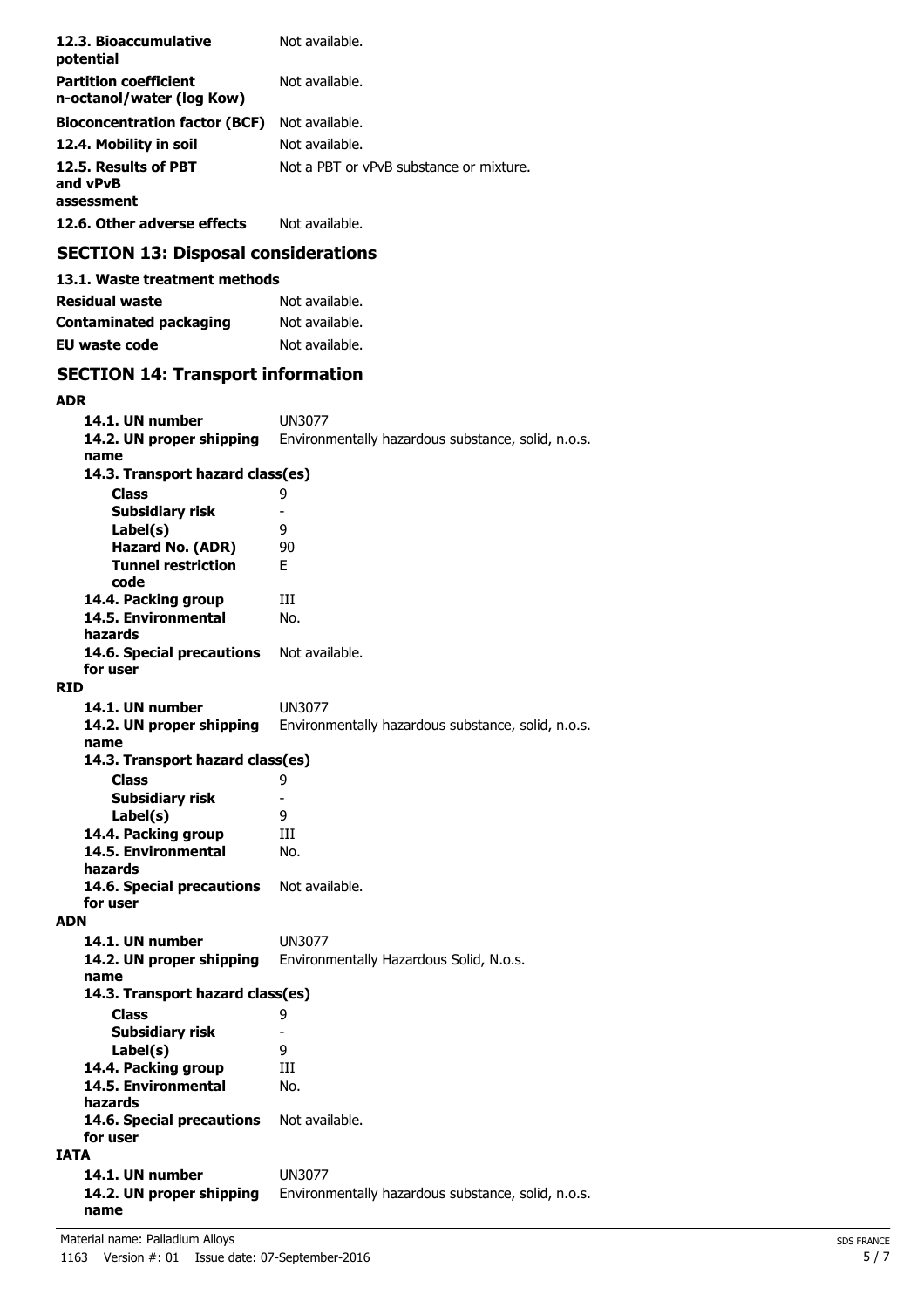| | |
|---|---|
| **12.3. Bioaccumulative potential** | Not available. |
| **Partition coefficient n-octanol/water (log Kow)** | Not available. |
| **Bioconcentration factor (BCF)** | Not available. |
| **12.4. Mobility in soil** | Not available. |
| **12.5. Results of PBT and vPvB assessment** | Not a PBT or vPvB substance or mixture. |
| **12.6. Other adverse effects** | Not available. |

## SECTION 13: Disposal considerations

### 13.1. Waste treatment methods

| | |
|---|---|
| **Residual waste** | Not available. |
| **Contaminated packaging** | Not available. |
| **EU waste code** | Not available. |

## SECTION 14: Transport information

**ADR**

| | |
|---|---|
| **14.1. UN number** | UN3077 |
| **14.2. UN proper shipping name** | Environmentally hazardous substance, solid, n.o.s. |
| **14.3. Transport hazard class(es)** | |
| **Class** | 9 |
| **Subsidiary risk** | - |
| **Label(s)** | 9 |
| **Hazard No. (ADR)** | 90 |
| **Tunnel restriction code** | E |
| **14.4. Packing group** | III |
| **14.5. Environmental hazards** | No. |
| **14.6. Special precautions for user** | Not available. |

**RID**

| | |
|---|---|
| **14.1. UN number** | UN3077 |
| **14.2. UN proper shipping name** | Environmentally hazardous substance, solid, n.o.s. |
| **14.3. Transport hazard class(es)** | |
| **Class** | 9 |
| **Subsidiary risk** | - |
| **Label(s)** | 9 |
| **14.4. Packing group** | III |
| **14.5. Environmental hazards** | No. |
| **14.6. Special precautions for user** | Not available. |

**ADN**

| | |
|---|---|
| **14.1. UN number** | UN3077 |
| **14.2. UN proper shipping name** | Environmentally Hazardous Solid, N.o.s. |
| **14.3. Transport hazard class(es)** | |
| **Class** | 9 |
| **Subsidiary risk** | - |
| **Label(s)** | 9 |
| **14.4. Packing group** | III |
| **14.5. Environmental hazards** | No. |
| **14.6. Special precautions for user** | Not available. |

**IATA**

| | |
|---|---|
| **14.1. UN number** | UN3077 |
| **14.2. UN proper shipping name** | Environmentally hazardous substance, solid, n.o.s. |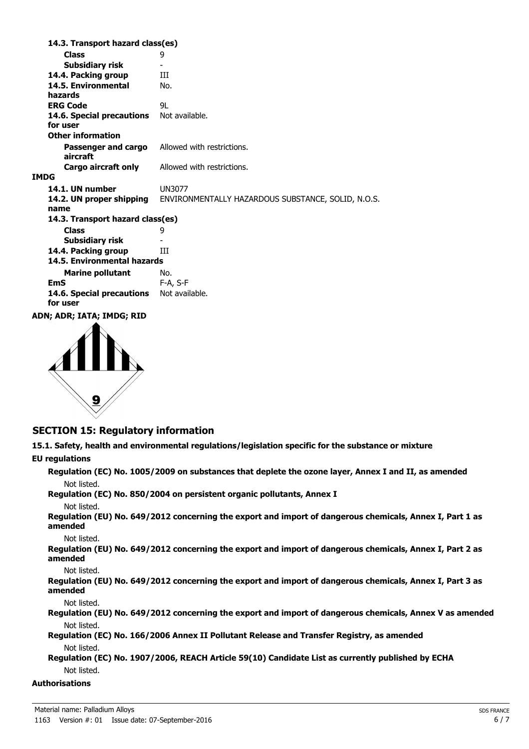| | |
|---|---|
| **14.3. Transport hazard class(es)** | |
| **Class** | 9 |
| **Subsidiary risk** | - |
| **14.4. Packing group** | III |
| **14.5. Environmental hazards** | No. |
| **ERG Code** | 9L |
| **14.6. Special precautions for user** | Not available. |
| **Other information** | |
| **Passenger and cargo aircraft** | Allowed with restrictions. |
| **Cargo aircraft only** | Allowed with restrictions. |

**IMDG**

| | |
|---|---|
| **14.1. UN number** | UN3077 |
| **14.2. UN proper shipping name** | ENVIRONMENTALLY HAZARDOUS SUBSTANCE, SOLID, N.O.S. |
| **14.3. Transport hazard class(es)** | |
| **Class** | 9 |
| **Subsidiary risk** | - |
| **14.4. Packing group** | III |
| **14.5. Environmental hazards** | |
| **Marine pollutant** | No. |
| **EmS** | F-A, S-F |
| **14.6. Special precautions for user** | Not available. |

**ADN; ADR; IATA; IMDG; RID**

## SECTION 15: Regulatory information

**15.1. Safety, health and environmental regulations/legislation specific for the substance or mixture**

**EU regulations**

**Regulation (EC) No. 1005/2009 on substances that deplete the ozone layer, Annex I and II, as amended**

Not listed.

**Regulation (EC) No. 850/2004 on persistent organic pollutants, Annex I**

Not listed.

**Regulation (EU) No. 649/2012 concerning the export and import of dangerous chemicals, Annex I, Part 1 as amended**

Not listed.

**Regulation (EU) No. 649/2012 concerning the export and import of dangerous chemicals, Annex I, Part 2 as amended**

Not listed.

**Regulation (EU) No. 649/2012 concerning the export and import of dangerous chemicals, Annex I, Part 3 as amended**

Not listed.

**Regulation (EU) No. 649/2012 concerning the export and import of dangerous chemicals, Annex V as amended**

Not listed.

**Regulation (EC) No. 166/2006 Annex II Pollutant Release and Transfer Registry, as amended**

Not listed.

**Regulation (EC) No. 1907/2006, REACH Article 59(10) Candidate List as currently published by ECHA**

Not listed.

**Authorisations**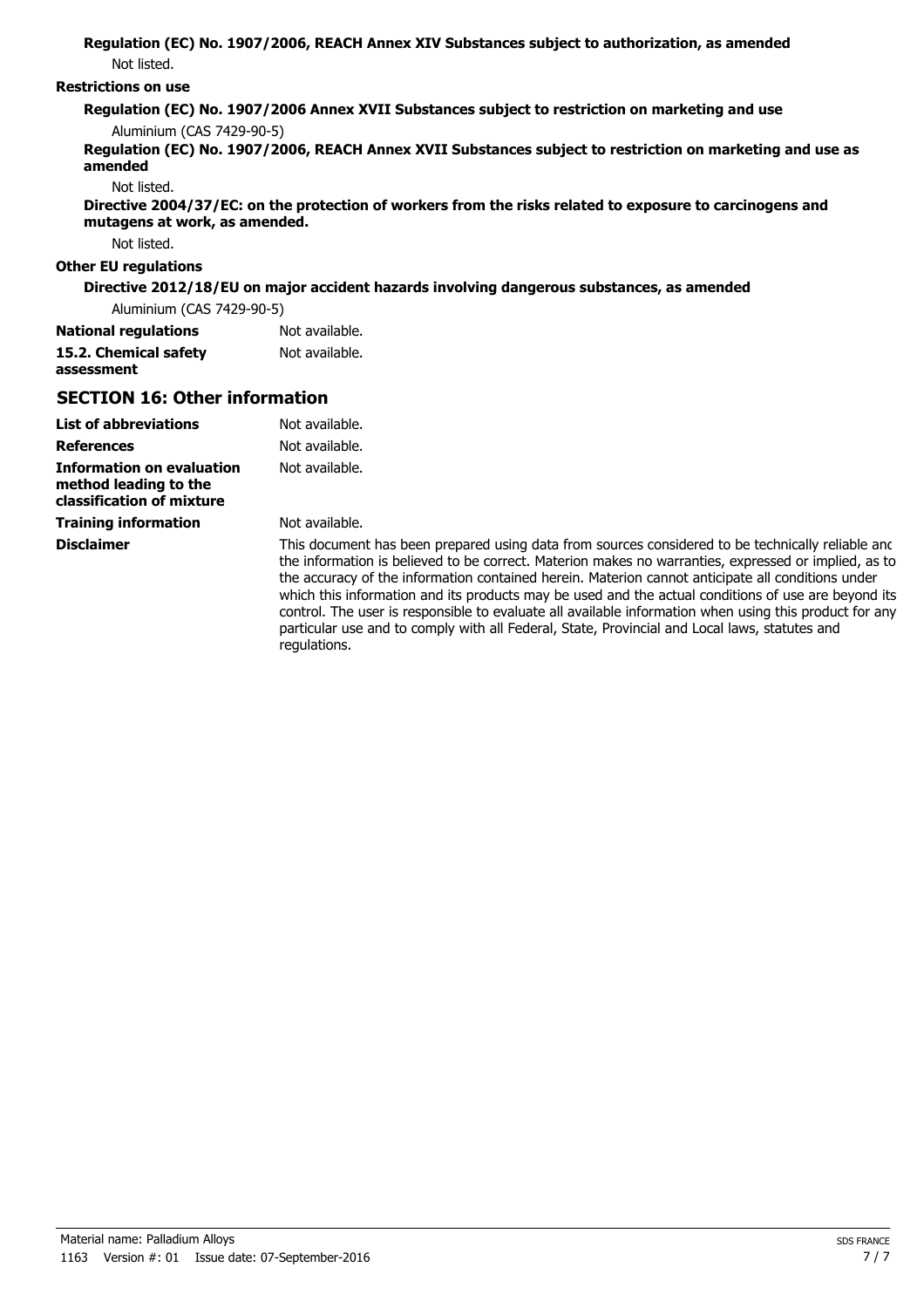**Regulation (EC) No. 1907/2006, REACH Annex XIV Substances subject to authorization, as amended**

Not listed.

**Restrictions on use**

**Regulation (EC) No. 1907/2006 Annex XVII Substances subject to restriction on marketing and use**

Aluminium (CAS 7429-90-5)

**Regulation (EC) No. 1907/2006, REACH Annex XVII Substances subject to restriction on marketing and use as amended**

Not listed.

**Directive 2004/37/EC: on the protection of workers from the risks related to exposure to carcinogens and mutagens at work, as amended.**

Not listed.

**Other EU regulations**

**Directive 2012/18/EU on major accident hazards involving dangerous substances, as amended**

Aluminium (CAS 7429-90-5)

| | |
|---|---|
| **National regulations** | Not available. |
| **15.2. Chemical safety assessment** | Not available. |

## SECTION 16: Other information

| | |
|---|---|
| **List of abbreviations** | Not available. |
| **References** | Not available. |
| **Information on evaluation method leading to the classification of mixture** | Not available. |
| **Training information** | Not available. |
| **Disclaimer** | This document has been prepared using data from sources considered to be technically reliable and the information is believed to be correct. Materion makes no warranties, expressed or implied, as to the accuracy of the information contained herein. Materion cannot anticipate all conditions under which this information and its products may be used and the actual conditions of use are beyond its control. The user is responsible to evaluate all available information when using this product for any particular use and to comply with all Federal, State, Provincial and Local laws, statutes and regulations. |

Material name: Palladium Alloys

1163 Version #: 01 Issue date: 07-September-2016

SDS FRANCE